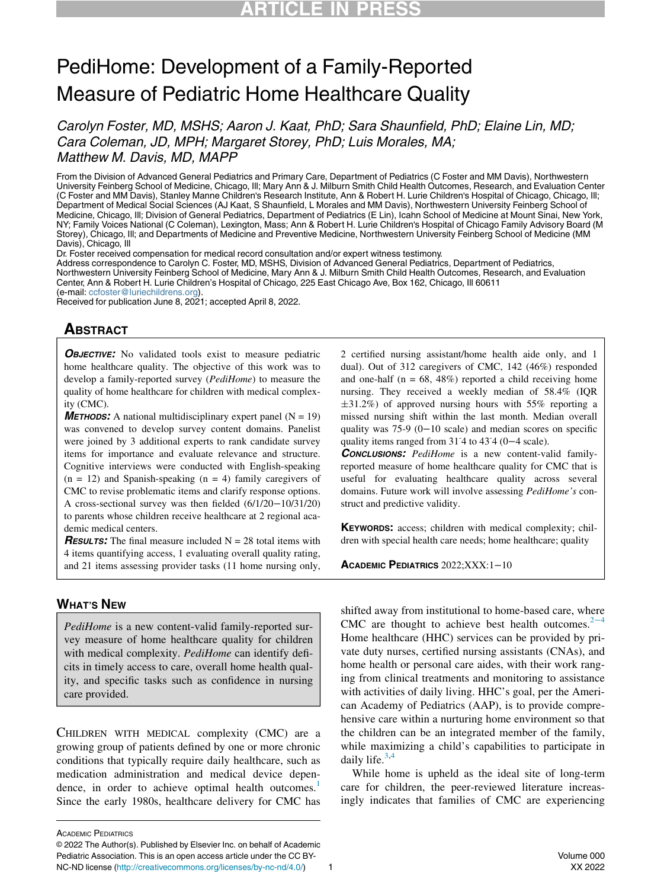# PediHome: Development of a Family-Reported Measure of Pediatric Home Healthcare Quality

*Carolyn Foster, MD, MSHS; Aaron J. Kaat, PhD; Sara Shaunfield, PhD; Elaine Lin, MD; Cara Coleman, JD, MPH; Margaret Storey, PhD; Luis Morales, MA; Matthew M. Davis, MD, MAPP*

From the Division of Advanced General Pediatrics and Primary Care, Department of Pediatrics (C Foster and MM Davis), Northwestern University Feinberg School of Medicine, Chicago, Ill; Mary Ann & J. Milburn Smith Child Health Outcomes, Research, and Evaluation Center (C Foster and MM Davis), Stanley Manne Children's Research Institute, Ann & Robert H. Lurie Children's Hospital of Chicago, Chicago, Ill; Department of Medical Social Sciences (AJ Kaat, S Shaunfield, L Morales and MM Davis), Northwestern University Feinberg School of Medicine, Chicago, Ill; Division of General Pediatrics, Department of Pediatrics (E Lin), Icahn School of Medicine at Mount Sinai, New York, NY; Family Voices National (C Coleman), Lexington, Mass; Ann & Robert H. Lurie Children's Hospital of Chicago Family Advisory Board (M Storey), Chicago, Ill; and Departments of Medicine and Preventive Medicine, Northwestern University Feinberg School of Medicine (MM Davis), Chicago, Ill

Dr. Foster received compensation for medical record consultation and/or expert witness testimony.

Address correspondence to Carolyn C. Foster, MD, MSHS, Division of Advanced General Pediatrics, Department of Pediatrics, Northwestern University Feinberg School of Medicine, Mary Ann & J. Milburn Smith Child Health Outcomes, Research, and Evaluation Center, Ann & Robert H. Lurie Children's Hospital of Chicago, 225 East Chicago Ave, Box 162, Chicago, Ill 60611 (e-mail: ccfoster@luriechildrens.org).

Received for publication June 8, 2021; accepted April 8, 2022.

## Abstract

**Objective:** No validated tools exist to measure pediatric home healthcare quality. The objective of this work was to develop a family-reported survey (*PediHome*) to measure the quality of home healthcare for children with medical complexity (CMC).

**Methods:** A national multidisciplinary expert panel (N = 19) was convened to develop survey content domains. Panelist were joined by 3 additional experts to rank candidate survey items for importance and evaluate relevance and structure. Cognitive interviews were conducted with English-speaking (n = 12) and Spanish-speaking (n = 4) family caregivers of CMC to revise problematic items and clarify response options. A cross-sectional survey was then fielded (6/1/20−10/31/20) to parents whose children receive healthcare at 2 regional academic medical centers.

**Results:** The final measure included N = 28 total items with 4 items quantifying access, 1 evaluating overall quality rating, and 21 items assessing provider tasks (11 home nursing only, 2 certified nursing assistant/home health aide only, and 1 dual). Out of 312 caregivers of CMC, 142 (46%) responded and one-half (n = 68, 48%) reported a child receiving home nursing. They received a weekly median of 58.4% (IQR ±31.2%) of approved nursing hours with 55% reporting a missed nursing shift within the last month. Median overall quality was 75-9 (0−10 scale) and median scores on specific quality items ranged from 31-4 to 43-4 (0−4 scale).

**Conclusions:** *PediHome* is a new content-valid family-reported measure of home healthcare quality for CMC that is useful for evaluating healthcare quality across several domains. Future work will involve assessing *PediHome's* construct and predictive validity.

**Keywords:** access; children with medical complexity; children with special health care needs; home healthcare; quality

## What's New

*PediHome* is a new content-valid family-reported survey measure of home healthcare quality for children with medical complexity. *PediHome* can identify deficits in timely access to care, overall home health quality, and specific tasks such as confidence in nursing care provided.

Children with medical complexity (CMC) are a growing group of patients defined by one or more chronic conditions that typically require daily healthcare, such as medication administration and medical device dependence, in order to achieve optimal health outcomes.[1] Since the early 1980s, healthcare delivery for CMC has shifted away from institutional to home-based care, where CMC are thought to achieve best health outcomes.[2−4] Home healthcare (HHC) services can be provided by private duty nurses, certified nursing assistants (CNAs), and home health or personal care aides, with their work ranging from clinical treatments and monitoring to assistance with activities of daily living. HHC's goal, per the American Academy of Pediatrics (AAP), is to provide comprehensive care within a nurturing home environment so that the children can be an integrated member of the family, while maximizing a child's capabilities to participate in daily life.[3,4]

While home is upheld as the ideal site of long-term care for children, the peer-reviewed literature increasingly indicates that families of CMC are experiencing

Academic Pediatrics

© 2022 The Author(s). Published by Elsevier Inc. on behalf of Academic Pediatric Association. This is an open access article under the CC BY-NC-ND license (http://creativecommons.org/licenses/by-nc-nd/4.0/)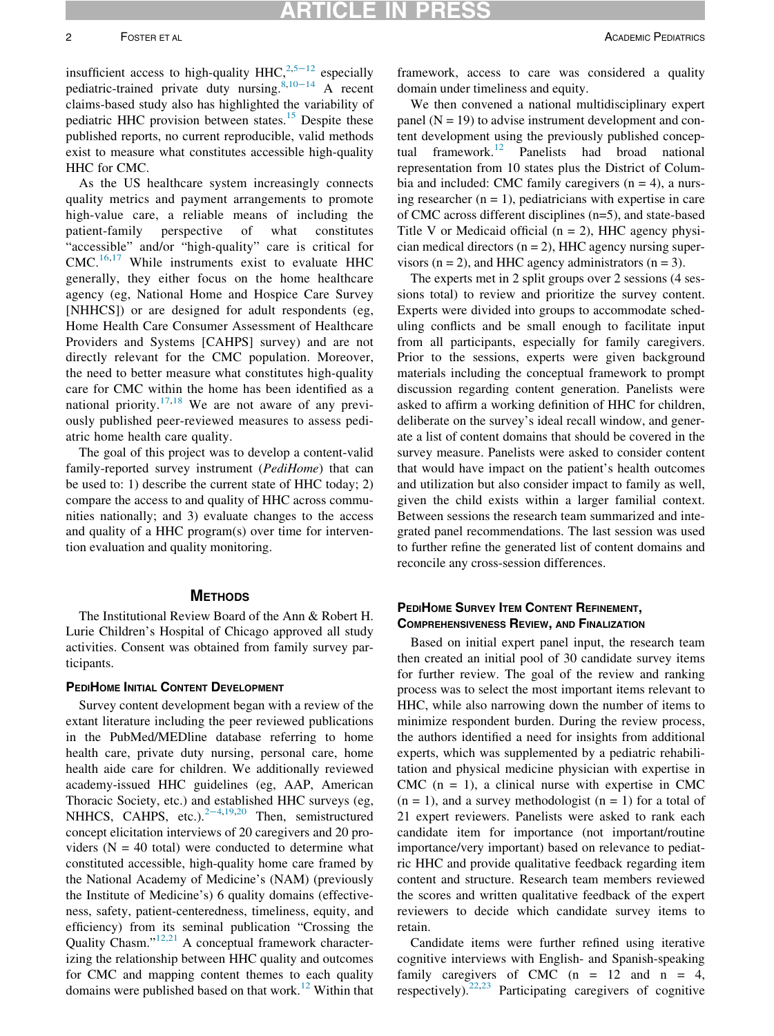insufficient access to high-quality HHC,[2,5−12] especially pediatric-trained private duty nursing.[8,10−14] A recent claims-based study also has highlighted the variability of pediatric HHC provision between states.[15] Despite these published reports, no current reproducible, valid methods exist to measure what constitutes accessible high-quality HHC for CMC.

As the US healthcare system increasingly connects quality metrics and payment arrangements to promote high-value care, a reliable means of including the patient-family perspective of what constitutes "accessible" and/or "high-quality" care is critical for CMC.[16,17] While instruments exist to evaluate HHC generally, they either focus on the home healthcare agency (eg, National Home and Hospice Care Survey [NHHCS]) or are designed for adult respondents (eg, Home Health Care Consumer Assessment of Healthcare Providers and Systems [CAHPS] survey) and are not directly relevant for the CMC population. Moreover, the need to better measure what constitutes high-quality care for CMC within the home has been identified as a national priority.[17,18] We are not aware of any previously published peer-reviewed measures to assess pediatric home health care quality.

The goal of this project was to develop a content-valid family-reported survey instrument (*PediHome*) that can be used to: 1) describe the current state of HHC today; 2) compare the access to and quality of HHC across communities nationally; and 3) evaluate changes to the access and quality of a HHC program(s) over time for intervention evaluation and quality monitoring.

## Methods

The Institutional Review Board of the Ann & Robert H. Lurie Children's Hospital of Chicago approved all study activities. Consent was obtained from family survey participants.

### PediHome Initial Content Development

Survey content development began with a review of the extant literature including the peer reviewed publications in the PubMed/MEDline database referring to home health care, private duty nursing, personal care, home health aide care for children. We additionally reviewed academy-issued HHC guidelines (eg, AAP, American Thoracic Society, etc.) and established HHC surveys (eg, NHHCS, CAHPS, etc.).[2−4,19,20] Then, semistructured concept elicitation interviews of 20 caregivers and 20 providers (N = 40 total) were conducted to determine what constituted accessible, high-quality home care framed by the National Academy of Medicine's (NAM) (previously the Institute of Medicine's) 6 quality domains (effectiveness, safety, patient-centeredness, timeliness, equity, and efficiency) from its seminal publication "Crossing the Quality Chasm."[12,21] A conceptual framework characterizing the relationship between HHC quality and outcomes for CMC and mapping content themes to each quality domains were published based on that work.[12] Within that framework, access to care was considered a quality domain under timeliness and equity.

We then convened a national multidisciplinary expert panel (N = 19) to advise instrument development and content development using the previously published conceptual framework.[12] Panelists had broad national representation from 10 states plus the District of Columbia and included: CMC family caregivers (n = 4), a nursing researcher (n = 1), pediatricians with expertise in care of CMC across different disciplines (n=5), and state-based Title V or Medicaid official (n = 2), HHC agency physician medical directors (n = 2), HHC agency nursing supervisors (n = 2), and HHC agency administrators (n = 3).

The experts met in 2 split groups over 2 sessions (4 sessions total) to review and prioritize the survey content. Experts were divided into groups to accommodate scheduling conflicts and be small enough to facilitate input from all participants, especially for family caregivers. Prior to the sessions, experts were given background materials including the conceptual framework to prompt discussion regarding content generation. Panelists were asked to affirm a working definition of HHC for children, deliberate on the survey's ideal recall window, and generate a list of content domains that should be covered in the survey measure. Panelists were asked to consider content that would have impact on the patient's health outcomes and utilization but also consider impact to family as well, given the child exists within a larger familial context. Between sessions the research team summarized and integrated panel recommendations. The last session was used to further refine the generated list of content domains and reconcile any cross-session differences.

### PediHome Survey Item Content Refinement, Comprehensiveness Review, and Finalization

Based on initial expert panel input, the research team then created an initial pool of 30 candidate survey items for further review. The goal of the review and ranking process was to select the most important items relevant to HHC, while also narrowing down the number of items to minimize respondent burden. During the review process, the authors identified a need for insights from additional experts, which was supplemented by a pediatric rehabilitation and physical medicine physician with expertise in CMC (n = 1), a clinical nurse with expertise in CMC (n = 1), and a survey methodologist (n = 1) for a total of 21 expert reviewers. Panelists were asked to rank each candidate item for importance (not important/routine importance/very important) based on relevance to pediatric HHC and provide qualitative feedback regarding item content and structure. Research team members reviewed the scores and written qualitative feedback of the expert reviewers to decide which candidate survey items to retain.

Candidate items were further refined using iterative cognitive interviews with English- and Spanish-speaking family caregivers of CMC (n = 12 and n = 4, respectively).[22,23] Participating caregivers of cognitive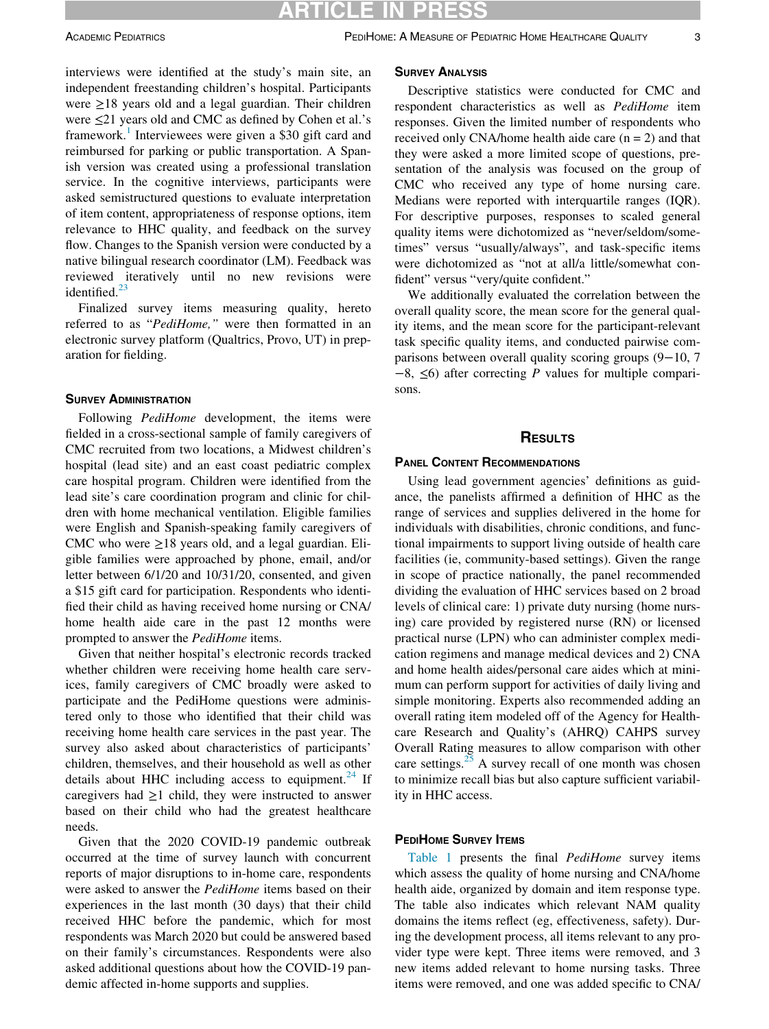interviews were identified at the study's main site, an independent freestanding children's hospital. Participants were ≥18 years old and a legal guardian. Their children were ≤21 years old and CMC as defined by Cohen et al.'s framework.[1] Interviewees were given a $30 gift card and reimbursed for parking or public transportation. A Spanish version was created using a professional translation service. In the cognitive interviews, participants were asked semistructured questions to evaluate interpretation of item content, appropriateness of response options, item relevance to HHC quality, and feedback on the survey flow. Changes to the Spanish version were conducted by a native bilingual research coordinator (LM). Feedback was reviewed iteratively until no new revisions were identified.[23]

Finalized survey items measuring quality, hereto referred to as "*PediHome,*" were then formatted in an electronic survey platform (Qualtrics, Provo, UT) in preparation for fielding.

## Survey Administration

Following *PediHome* development, the items were fielded in a cross-sectional sample of family caregivers of CMC recruited from two locations, a Midwest children's hospital (lead site) and an east coast pediatric complex care hospital program. Children were identified from the lead site's care coordination program and clinic for children with home mechanical ventilation. Eligible families were English and Spanish-speaking family caregivers of CMC who were ≥18 years old, and a legal guardian. Eligible families were approached by phone, email, and/or letter between 6/1/20 and 10/31/20, consented, and given a $15 gift card for participation. Respondents who identified their child as having received home nursing or CNA/home health aide care in the past 12 months were prompted to answer the *PediHome* items.

Given that neither hospital's electronic records tracked whether children were receiving home health care services, family caregivers of CMC broadly were asked to participate and the PediHome questions were administered only to those who identified that their child was receiving home health care services in the past year. The survey also asked about characteristics of participants' children, themselves, and their household as well as other details about HHC including access to equipment.[24] If caregivers had ≥1 child, they were instructed to answer based on their child who had the greatest healthcare needs.

Given that the 2020 COVID-19 pandemic outbreak occurred at the time of survey launch with concurrent reports of major disruptions to in-home care, respondents were asked to answer the *PediHome* items based on their experiences in the last month (30 days) that their child received HHC before the pandemic, which for most respondents was March 2020 but could be answered based on their family's circumstances. Respondents were also asked additional questions about how the COVID-19 pandemic affected in-home supports and supplies.

## Survey Analysis

Descriptive statistics were conducted for CMC and respondent characteristics as well as *PediHome* item responses. Given the limited number of respondents who received only CNA/home health aide care (n = 2) and that they were asked a more limited scope of questions, presentation of the analysis was focused on the group of CMC who received any type of home nursing care. Medians were reported with interquartile ranges (IQR). For descriptive purposes, responses to scaled general quality items were dichotomized as "never/seldom/sometimes" versus "usually/always", and task-specific items were dichotomized as "not at all/a little/somewhat confident" versus "very/quite confident."

We additionally evaluated the correlation between the overall quality score, the mean score for the general quality items, and the mean score for the participant-relevant task specific quality items, and conducted pairwise comparisons between overall quality scoring groups (9−10, 7−8, ≤6) after correcting *P* values for multiple comparisons.

# Results

## Panel Content Recommendations

Using lead government agencies' definitions as guidance, the panelists affirmed a definition of HHC as the range of services and supplies delivered in the home for individuals with disabilities, chronic conditions, and functional impairments to support living outside of health care facilities (ie, community-based settings). Given the range in scope of practice nationally, the panel recommended dividing the evaluation of HHC services based on 2 broad levels of clinical care: 1) private duty nursing (home nursing) care provided by registered nurse (RN) or licensed practical nurse (LPN) who can administer complex medication regimens and manage medical devices and 2) CNA and home health aides/personal care aides which at minimum can perform support for activities of daily living and simple monitoring. Experts also recommended adding an overall rating item modeled off of the Agency for Healthcare Research and Quality's (AHRQ) CAHPS survey Overall Rating measures to allow comparison with other care settings.[25] A survey recall of one month was chosen to minimize recall bias but also capture sufficient variability in HHC access.

## PediHome Survey Items

Table 1 presents the final *PediHome* survey items which assess the quality of home nursing and CNA/home health aide, organized by domain and item response type. The table also indicates which relevant NAM quality domains the items reflect (eg, effectiveness, safety). During the development process, all items relevant to any provider type were kept. Three items were removed, and 3 new items added relevant to home nursing tasks. Three items were removed, and one was added specific to CNA/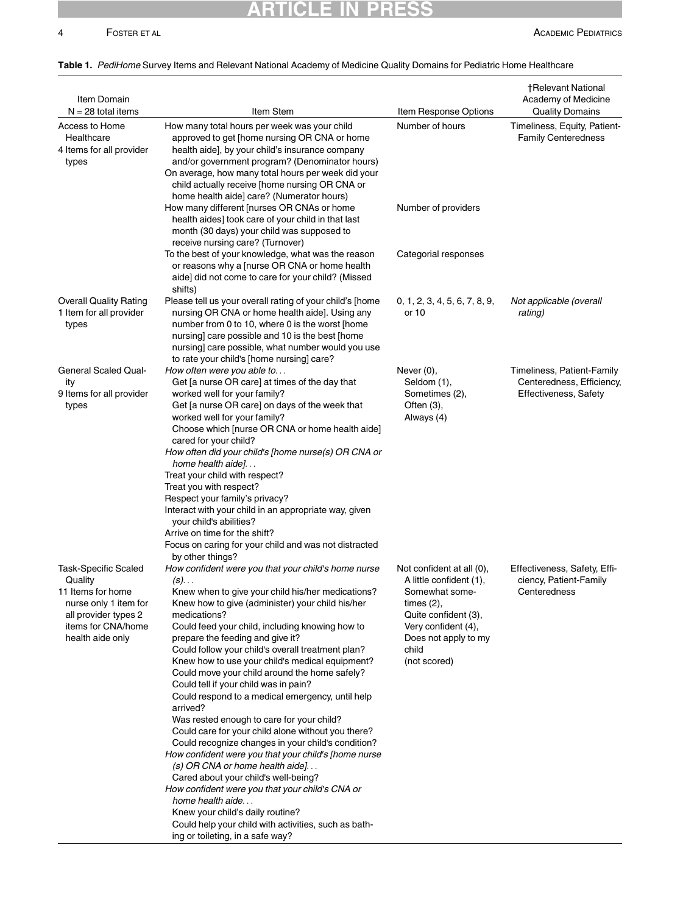**Table 1.** *PediHome* Survey Items and Relevant National Academy of Medicine Quality Domains for Pediatric Home Healthcare

| Item Domain N = 28 total items | Item Stem | Item Response Options | †Relevant National Academy of Medicine Quality Domains |
|---|---|---|---|
| Access to Home Healthcare 4 Items for all provider types | How many total hours per week was your child approved to get [home nursing OR CNA or home health aide], by your child's insurance company and/or government program? (Denominator hours) | Number of hours | Timeliness, Equity, Patient-Family Centeredness |
| | On average, how many total hours per week did your child actually receive [home nursing OR CNA or home health aide] care? (Numerator hours) | | |
| | How many different [nurses OR CNAs or home health aides] took care of your child in that last month (30 days) your child was supposed to receive nursing care? (Turnover) | Number of providers | |
| | To the best of your knowledge, what was the reason or reasons why a [nurse OR CNA or home health aide] did not come to care for your child? (Missed shifts) | Categorial responses | |
| Overall Quality Rating 1 Item for all provider types | Please tell us your overall rating of your child's [home nursing OR CNA or home health aide]. Using any number from 0 to 10, where 0 is the worst [home nursing] care possible and 10 is the best [home nursing] care possible, what number would you use to rate your child's [home nursing] care? | 0, 1, 2, 3, 4, 5, 6, 7, 8, 9, or 10 | *Not applicable (overall rating)* |
| General Scaled Quality 9 Items for all provider types | *How often were you able to...* Get [a nurse OR care] at times of the day that worked well for your family? Get [a nurse OR care] on days of the week that worked well for your family? Choose which [nurse OR CNA or home health aide] cared for your child? *How often did your child's [home nurse(s) OR CNA or home health aide]...* Treat your child with respect? Treat you with respect? Respect your family's privacy? Interact with your child in an appropriate way, given your child's abilities? Arrive on time for the shift? Focus on caring for your child and was not distracted by other things? | Never (0), Seldom (1), Sometimes (2), Often (3), Always (4) | Timeliness, Patient-Family Centeredness, Efficiency, Effectiveness, Safety |
| Task-Specific Scaled Quality 11 Items for home nurse only 1 item for all provider types 2 items for CNA/home health aide only | *How confident were you that your child's home nurse (s)...* Knew when to give your child his/her medications? Knew how to give (administer) your child his/her medications? Could feed your child, including knowing how to prepare the feeding and give it? Could follow your child's overall treatment plan? Knew how to use your child's medical equipment? Could move your child around the home safely? Could tell if your child was in pain? Could respond to a medical emergency, until help arrived? Was rested enough to care for your child? Could care for your child alone without you there? Could recognize changes in your child's condition? *How confident were you that your child's [home nurse (s) OR CNA or home health aide]...* Cared about your child's well-being? *How confident were you that your child's CNA or home health aide...* Knew your child's daily routine? Could help your child with activities, such as bathing or toileting, in a safe way? | Not confident at all (0), A little confident (1), Somewhat sometimes (2), Quite confident (3), Very confident (4), Does not apply to my child (not scored) | Effectiveness, Safety, Efficiency, Patient-Family Centeredness |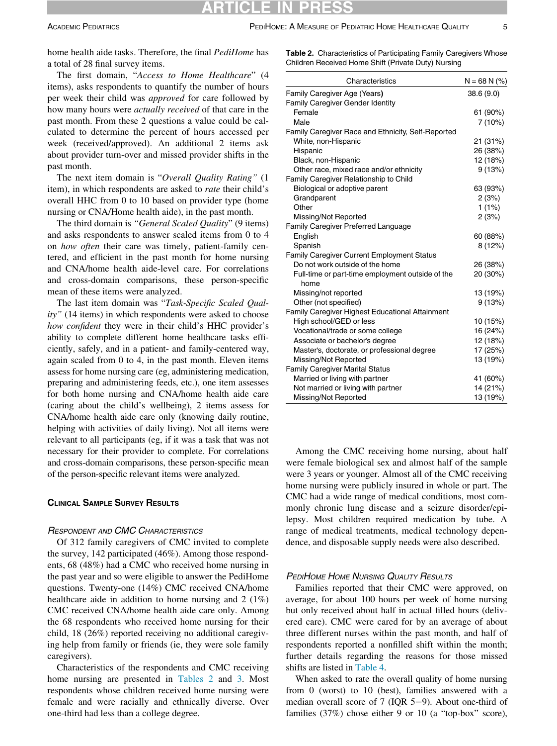home health aide tasks. Therefore, the final *PediHome* has a total of 28 final survey items.

The first domain, "*Access to Home Healthcare*" (4 items), asks respondents to quantify the number of hours per week their child was *approved* for care followed by how many hours were *actually received* of that care in the past month. From these 2 questions a value could be calculated to determine the percent of hours accessed per week (received/approved). An additional 2 items ask about provider turn-over and missed provider shifts in the past month.

The next item domain is "*Overall Quality Rating"* (1 item), in which respondents are asked to *rate* their child's overall HHC from 0 to 10 based on provider type (home nursing or CNA/Home health aide), in the past month.

The third domain is *"General Scaled Quality*" (9 items) and asks respondents to answer scaled items from 0 to 4 on *how often* their care was timely, patient-family centered, and efficient in the past month for home nursing and CNA/home health aide-level care. For correlations and cross-domain comparisons, these person-specific mean of these items were analyzed.

The last item domain was "*Task-Specific Scaled Quality"* (14 items) in which respondents were asked to choose *how confident* they were in their child's HHC provider's ability to complete different home healthcare tasks efficiently, safely, and in a patient- and family-centered way, again scaled from 0 to 4, in the past month. Eleven items assess for home nursing care (eg, administering medication, preparing and administering feeds, etc.), one item assesses for both home nursing and CNA/home health aide care (caring about the child's wellbeing), 2 items assess for CNA/home health aide care only (knowing daily routine, helping with activities of daily living). Not all items were relevant to all participants (eg, if it was a task that was not necessary for their provider to complete. For correlations and cross-domain comparisons, these person-specific mean of the person-specific relevant items were analyzed.

## Clinical Sample Survey Results

### *Respondent and CMC Characteristics*

Of 312 family caregivers of CMC invited to complete the survey, 142 participated (46%). Among those respondents, 68 (48%) had a CMC who received home nursing in the past year and so were eligible to answer the PediHome questions. Twenty-one (14%) CMC received CNA/home healthcare aide in addition to home nursing and 2 (1%) CMC received CNA/home health aide care only. Among the 68 respondents who received home nursing for their child, 18 (26%) reported receiving no additional caregiving help from family or friends (ie, they were sole family caregivers).

Characteristics of the respondents and CMC receiving home nursing are presented in Tables 2 and 3. Most respondents whose children received home nursing were female and were racially and ethnically diverse. Over one-third had less than a college degree.

**Table 2.** Characteristics of Participating Family Caregivers Whose Children Received Home Shift (Private Duty) Nursing

| Characteristics | N = 68 N (%) |
|---|---|
| Family Caregiver Age (Years) | 38.6 (9.0) |
| Family Caregiver Gender Identity | |
| Female | 61 (90%) |
| Male | 7 (10%) |
| Family Caregiver Race and Ethnicity, Self-Reported | |
| White, non-Hispanic | 21 (31%) |
| Hispanic | 26 (38%) |
| Black, non-Hispanic | 12 (18%) |
| Other race, mixed race and/or ethnicity | 9 (13%) |
| Family Caregiver Relationship to Child | |
| Biological or adoptive parent | 63 (93%) |
| Grandparent | 2 (3%) |
| Other | 1 (1%) |
| Missing/Not Reported | 2 (3%) |
| Family Caregiver Preferred Language | |
| English | 60 (88%) |
| Spanish | 8 (12%) |
| Family Caregiver Current Employment Status | |
| Do not work outside of the home | 26 (38%) |
| Full-time or part-time employment outside of the home | 20 (30%) |
| Missing/not reported | 13 (19%) |
| Other (not specified) | 9 (13%) |
| Family Caregiver Highest Educational Attainment | |
| High school/GED or less | 10 (15%) |
| Vocational/trade or some college | 16 (24%) |
| Associate or bachelor's degree | 12 (18%) |
| Master's, doctorate, or professional degree | 17 (25%) |
| Missing/Not Reported | 13 (19%) |
| Family Caregiver Marital Status | |
| Married or living with partner | 41 (60%) |
| Not married or living with partner | 14 (21%) |
| Missing/Not Reported | 13 (19%) |

Among the CMC receiving home nursing, about half were female biological sex and almost half of the sample were 3 years or younger. Almost all of the CMC receiving home nursing were publicly insured in whole or part. The CMC had a wide range of medical conditions, most commonly chronic lung disease and a seizure disorder/epilepsy. Most children required medication by tube. A range of medical treatments, medical technology dependence, and disposable supply needs were also described.

### *PediHome Home Nursing Quality Results*

Families reported that their CMC were approved, on average, for about 100 hours per week of home nursing but only received about half in actual filled hours (delivered care). CMC were cared for by an average of about three different nurses within the past month, and half of respondents reported a nonfilled shift within the month; further details regarding the reasons for those missed shifts are listed in Table 4.

When asked to rate the overall quality of home nursing from 0 (worst) to 10 (best), families answered with a median overall score of 7 (IQR 5−9). About one-third of families (37%) chose either 9 or 10 (a "top-box" score),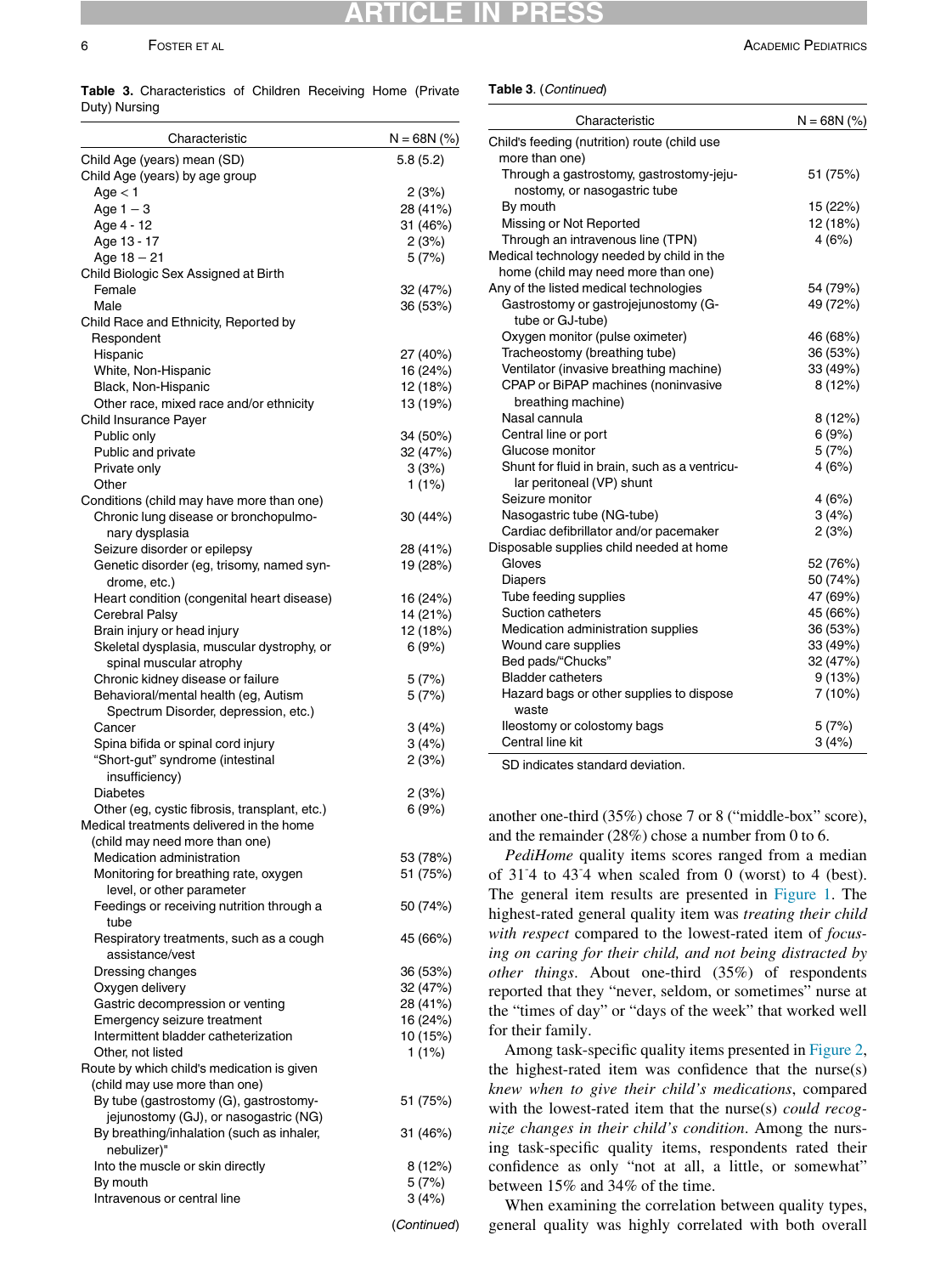**Table 3.** Characteristics of Children Receiving Home (Private Duty) Nursing

| Characteristic | N = 68N (%) |
|---|---|
| Child Age (years) mean (SD) | 5.8 (5.2) |
| Child Age (years) by age group | |
| Age < 1 | 2 (3%) |
| Age 1 − 3 | 28 (41%) |
| Age 4 - 12 | 31 (46%) |
| Age 13 - 17 | 2 (3%) |
| Age 18 − 21 | 5 (7%) |
| Child Biologic Sex Assigned at Birth | |
| Female | 32 (47%) |
| Male | 36 (53%) |
| Child Race and Ethnicity, Reported by Respondent | |
| Hispanic | 27 (40%) |
| White, Non-Hispanic | 16 (24%) |
| Black, Non-Hispanic | 12 (18%) |
| Other race, mixed race and/or ethnicity | 13 (19%) |
| Child Insurance Payer | |
| Public only | 34 (50%) |
| Public and private | 32 (47%) |
| Private only | 3 (3%) |
| Other | 1 (1%) |
| Conditions (child may have more than one) | |
| Chronic lung disease or bronchopulmonary dysplasia | 30 (44%) |
| Seizure disorder or epilepsy | 28 (41%) |
| Genetic disorder (eg, trisomy, named syndrome, etc.) | 19 (28%) |
| Heart condition (congenital heart disease) | 16 (24%) |
| Cerebral Palsy | 14 (21%) |
| Brain injury or head injury | 12 (18%) |
| Skeletal dysplasia, muscular dystrophy, or spinal muscular atrophy | 6 (9%) |
| Chronic kidney disease or failure | 5 (7%) |
| Behavioral/mental health (eg, Autism Spectrum Disorder, depression, etc.) | 5 (7%) |
| Cancer | 3 (4%) |
| Spina bifida or spinal cord injury | 3 (4%) |
| "Short-gut" syndrome (intestinal insufficiency) | 2 (3%) |
| Diabetes | 2 (3%) |
| Other (eg, cystic fibrosis, transplant, etc.) | 6 (9%) |
| Medical treatments delivered in the home (child may need more than one) | |
| Medication administration | 53 (78%) |
| Monitoring for breathing rate, oxygen level, or other parameter | 51 (75%) |
| Feedings or receiving nutrition through a tube | 50 (74%) |
| Respiratory treatments, such as a cough assistance/vest | 45 (66%) |
| Dressing changes | 36 (53%) |
| Oxygen delivery | 32 (47%) |
| Gastric decompression or venting | 28 (41%) |
| Emergency seizure treatment | 16 (24%) |
| Intermittent bladder catheterization | 10 (15%) |
| Other, not listed | 1 (1%) |
| Route by which child's medication is given (child may use more than one) | |
| By tube (gastrostomy (G), gastrostomy-jejunostomy (GJ), or nasogastric (NG) | 51 (75%) |
| By breathing/inhalation (such as inhaler, nebulizer)" | 31 (46%) |
| Into the muscle or skin directly | 8 (12%) |
| By mouth | 5 (7%) |
| Intravenous or central line | 3 (4%) |
| Child's feeding (nutrition) route (child use more than one) | |
| Through a gastrostomy, gastrostomy-jejunostomy, or nasogastric tube | 51 (75%) |
| By mouth | 15 (22%) |
| Missing or Not Reported | 12 (18%) |
| Through an intravenous line (TPN) | 4 (6%) |
| Medical technology needed by child in the home (child may need more than one) | |
| Any of the listed medical technologies | 54 (79%) |
| Gastrostomy or gastrojejunostomy (G-tube or GJ-tube) | 49 (72%) |
| Oxygen monitor (pulse oximeter) | 46 (68%) |
| Tracheostomy (breathing tube) | 36 (53%) |
| Ventilator (invasive breathing machine) | 33 (49%) |
| CPAP or BiPAP machines (noninvasive breathing machine) | 8 (12%) |
| Nasal cannula | 8 (12%) |
| Central line or port | 6 (9%) |
| Glucose monitor | 5 (7%) |
| Shunt for fluid in brain, such as a ventricular peritoneal (VP) shunt | 4 (6%) |
| Seizure monitor | 4 (6%) |
| Nasogastric tube (NG-tube) | 3 (4%) |
| Cardiac defibrillator and/or pacemaker | 2 (3%) |
| Disposable supplies child needed at home | |
| Gloves | 52 (76%) |
| Diapers | 50 (74%) |
| Tube feeding supplies | 47 (69%) |
| Suction catheters | 45 (66%) |
| Medication administration supplies | 36 (53%) |
| Wound care supplies | 33 (49%) |
| Bed pads/"Chucks" | 32 (47%) |
| Bladder catheters | 9 (13%) |
| Hazard bags or other supplies to dispose waste | 7 (10%) |
| Ileostomy or colostomy bags | 5 (7%) |
| Central line kit | 3 (4%) |

SD indicates standard deviation.

another one-third (35%) chose 7 or 8 ("middle-box" score), and the remainder (28%) chose a number from 0 to 6.

*PediHome* quality items scores ranged from a median of 3.4 to 4.4 when scaled from 0 (worst) to 4 (best). The general item results are presented in Figure 1. The highest-rated general quality item was *treating their child with respect* compared to the lowest-rated item of *focusing on caring for their child, and not being distracted by other things*. About one-third (35%) of respondents reported that they "never, seldom, or sometimes" nurse at the "times of day" or "days of the week" that worked well for their family.

Among task-specific quality items presented in Figure 2, the highest-rated item was confidence that the nurse(s) *knew when to give their child's medications*, compared with the lowest-rated item that the nurse(s) *could recognize changes in their child's condition*. Among the nursing task-specific quality items, respondents rated their confidence as only "not at all, a little, or somewhat" between 15% and 34% of the time.

When examining the correlation between quality types, general quality was highly correlated with both overall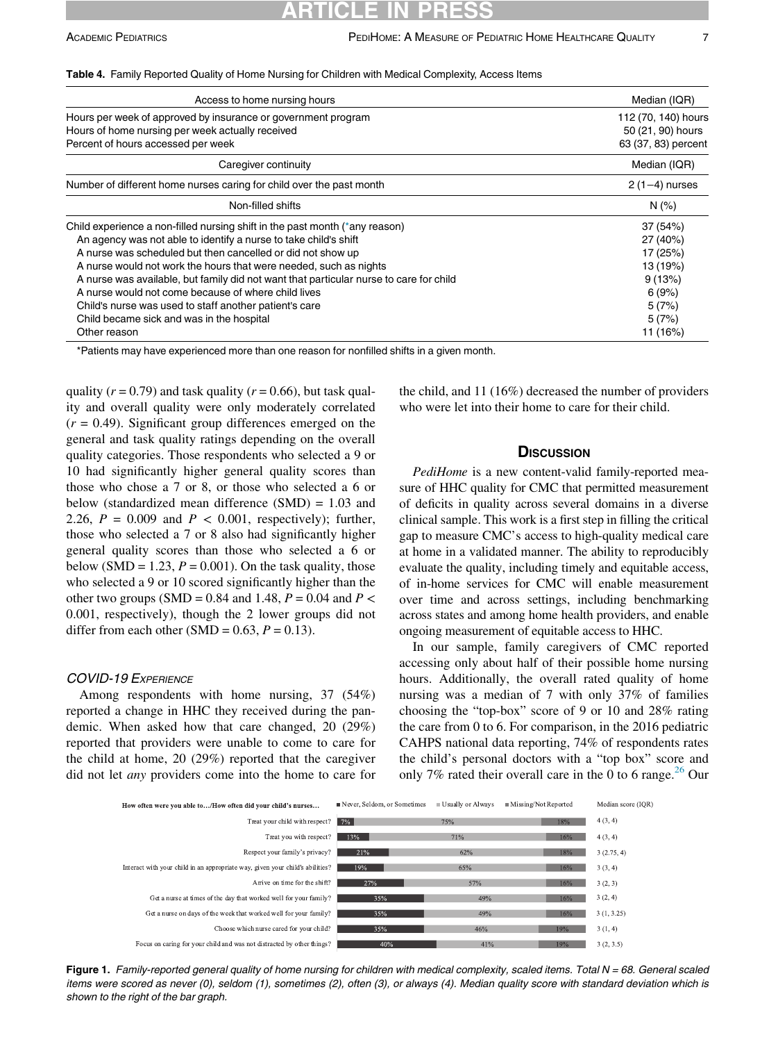**Table 4.** Family Reported Quality of Home Nursing for Children with Medical Complexity, Access Items

| Access to home nursing hours | Median (IQR) |
|---|---|
| Hours per week of approved by insurance or government program | 112 (70, 140) hours |
| Hours of home nursing per week actually received | 50 (21, 90) hours |
| Percent of hours accessed per week | 63 (37, 83) percent |
| **Caregiver continuity** | **Median (IQR)** |
| Number of different home nurses caring for child over the past month | 2 (1−4) nurses |
| **Non-filled shifts** | **N (%)** |
| Child experience a non-filled nursing shift in the past month (*any reason) | 37 (54%) |
| An agency was not able to identify a nurse to take child's shift | 27 (40%) |
| A nurse was scheduled but then cancelled or did not show up | 17 (25%) |
| A nurse would not work the hours that were needed, such as nights | 13 (19%) |
| A nurse was available, but family did not want that particular nurse to care for child | 9 (13%) |
| A nurse would not come because of where child lives | 6 (9%) |
| Child's nurse was used to staff another patient's care | 5 (7%) |
| Child became sick and was in the hospital | 5 (7%) |
| Other reason | 11 (16%) |

*Patients may have experienced more than one reason for nonfilled shifts in a given month.

quality ($r = 0.79$) and task quality ($r = 0.66$), but task quality and overall quality were only moderately correlated ($r = 0.49$). Significant group differences emerged on the general and task quality ratings depending on the overall quality categories. Those respondents who selected a 9 or 10 had significantly higher general quality scores than those who chose a 7 or 8, or those who selected a 6 or below (standardized mean difference (SMD) = 1.03 and 2.26, $P = 0.009$ and $P < 0.001$, respectively); further, those who selected a 7 or 8 also had significantly higher general quality scores than those who selected a 6 or below (SMD = 1.23, $P = 0.001$). On the task quality, those who selected a 9 or 10 scored significantly higher than the other two groups (SMD = 0.84 and 1.48, $P = 0.04$ and $P < 0.001$, respectively), though the 2 lower groups did not differ from each other (SMD = 0.63, $P = 0.13$).

### COVID-19 Experience

Among respondents with home nursing, 37 (54%) reported a change in HHC they received during the pandemic. When asked how that care changed, 20 (29%) reported that providers were unable to come to care for the child at home, 20 (29%) reported that the caregiver did not let *any* providers come into the home to care for the child, and 11 (16%) decreased the number of providers who were let into their home to care for their child.

## Discussion

*PediHome* is a new content-valid family-reported measure of HHC quality for CMC that permitted measurement of deficits in quality across several domains in a diverse clinical sample. This work is a first step in filling the critical gap to measure CMC's access to high-quality medical care at home in a validated manner. The ability to reproducibly evaluate the quality, including timely and equitable access, of in-home services for CMC will enable measurement over time and across settings, including benchmarking across states and among home health providers, and enable ongoing measurement of equitable access to HHC.

In our sample, family caregivers of CMC reported accessing only about half of their possible home nursing hours. Additionally, the overall rated quality of home nursing was a median of 7 with only 37% of families choosing the "top-box" score of 9 or 10 and 28% rating the care from 0 to 6. For comparison, in the 2016 pediatric CAHPS national data reporting, 74% of respondents rates the child's personal doctors with a "top box" score and only 7% rated their overall care in the 0 to 6 range.[26] Our

| How often were you able to…/How often did your child's nurses… | Never, Seldom, or Sometimes | Usually or Always | Missing/Not Reported | Median score (IQR) |
|---|---|---|---|---|
| Treat your child with respect? | 7% | 75% | 18% | 4 (3, 4) |
| Treat you with respect? | 13% | 71% | 16% | 4 (3, 4) |
| Respect your family's privacy? | 21% | 62% | 18% | 3 (2.75, 4) |
| Interact with your child in an appropriate way, given your child's abilities? | 19% | 65% | 16% | 3 (3, 4) |
| Arrive on time for the shift? | 27% | 57% | 16% | 3 (2, 3) |
| Get a nurse at times of the day that worked well for your family? | 35% | 49% | 16% | 3 (2, 4) |
| Get a nurse on days of the week that worked well for your family? | 35% | 49% | 16% | 3 (1, 3.25) |
| Choose which nurse cared for your child? | 35% | 46% | 19% | 3 (1, 4) |
| Focus on caring for your child and was not distracted by other things? | 40% | 41% | 19% | 3 (2, 3.5) |

**Figure 1.** *Family-reported general quality of home nursing for children with medical complexity, scaled items. Total N = 68. General scaled items were scored as never (0), seldom (1), sometimes (2), often (3), or always (4). Median quality score with standard deviation which is shown to the right of the bar graph.*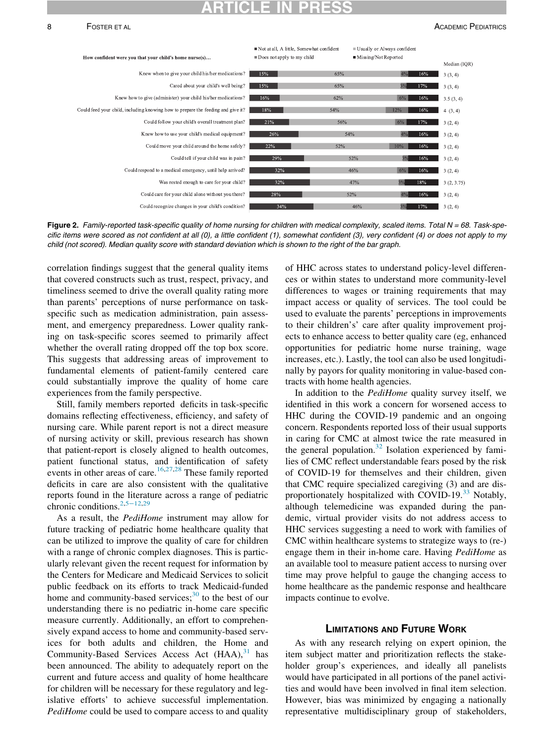| How confident were you that your child's home nurse(s)... | Not at all, A little, Somewhat confident | Usually or Always confident | Does not apply to my child | Missing/Not Reported | Median (IQR) |
|---|---|---|---|---|---|
| Knew when to give your child his/her medications? | 15% | 65% | 4% | 16% | 3 (3, 4) |
| Cared about your child's well being? | 15% | 65% | 3% | 17% | 3 (3, 4) |
| Knew how to give (administer) your child his/her medications? | 16% | 62% | 6% | 16% | 3.5 (3, 4) |
| Could feed your child, including knowing how to prepare the feeding and give it? | 18% | 54% | 12% | 16% | 4 (3, 4) |
| Could follow your child's overall treatment plan? | 21% | 56% | 6% | 17% | 3 (2, 4) |
| Knew how to use your child's medical equipment? | 26% | 54% | 4% | 16% | 3 (2, 4) |
| Could move your child around the home safely? | 22% | 52% | 10% | 16% | 3 (2, 4) |
| Could tell if your child was in pain? | 29% | 52% | 3% | 16% | 3 (2, 4) |
| Could respond to a medical emergency, until help arrived? | 32% | 46% | 6% | 16% | 3 (2, 4) |
| Was rested enough to care for your child? | 32% | 47% | 3% | 18% | 3 (2, 3.75) |
| Could care for your child alone without you there? | 28% | 52% | 4% | 16% | 3 (2, 4) |
| Could recognize changes in your child's condition? | 34% | 46% | 3% | 17% | 3 (2, 4) |

**Figure 2.** *Family-reported task-specific quality of home nursing for children with medical complexity, scaled items. Total N = 68. Task-specific items were scored as not confident at all (0), a little confident (1), somewhat confident (3), very confident (4) or does not apply to my child (not scored). Median quality score with standard deviation which is shown to the right of the bar graph.*

correlation findings suggest that the general quality items that covered constructs such as trust, respect, privacy, and timeliness seemed to drive the overall quality rating more than parents' perceptions of nurse performance on task-specific such as medication administration, pain assessment, and emergency preparedness. Lower quality ranking on task-specific scores seemed to primarily affect whether the overall rating dropped off the top box score. This suggests that addressing areas of improvement to fundamental elements of patient-family centered care could substantially improve the quality of home care experiences from the family perspective.

Still, family members reported deficits in task-specific domains reflecting effectiveness, efficiency, and safety of nursing care. While parent report is not a direct measure of nursing activity or skill, previous research has shown that patient-report is closely aligned to health outcomes, patient functional status, and identification of safety events in other areas of care.[16,27,28] These family reported deficits in care are also consistent with the qualitative reports found in the literature across a range of pediatric chronic conditions.[2,5−12,29]

As a result, the *PediHome* instrument may allow for future tracking of pediatric home healthcare quality that can be utilized to improve the quality of care for children with a range of chronic complex diagnoses. This is particularly relevant given the recent request for information by the Centers for Medicare and Medicaid Services to solicit public feedback on its efforts to track Medicaid-funded home and community-based services;[30] to the best of our understanding there is no pediatric in-home care specific measure currently. Additionally, an effort to comprehensively expand access to home and community-based services for both adults and children, the Home and Community-Based Services Access Act (HAA),[31] has been announced. The ability to adequately report on the current and future access and quality of home healthcare for children will be necessary for these regulatory and legislative efforts' to achieve successful implementation. *PediHome* could be used to compare access to and quality of HHC across states to understand policy-level differences or within states to understand more community-level differences to wages or training requirements that may impact access or quality of services. The tool could be used to evaluate the parents' perceptions in improvements to their childrens'' care after quality improvement projects to enhance access to better quality care (eg, enhanced opportunities for pediatric home nurse training, wage increases, etc.). Lastly, the tool can also be used longitudinally by payors for quality monitoring in value-based contracts with home health agencies.

In addition to the *PediHome* quality survey itself, we identified in this work a concern for worsened access to HHC during the COVID-19 pandemic and an ongoing concern. Respondents reported loss of their usual supports in caring for CMC at almost twice the rate measured in the general population.[32] Isolation experienced by families of CMC reflect understandable fears posed by the risk of COVID-19 for themselves and their children, given that CMC require specialized caregiving (3) and are disproportionately hospitalized with COVID-19.[33] Notably, although telemedicine was expanded during the pandemic, virtual provider visits do not address access to HHC services suggesting a need to work with families of CMC within healthcare systems to strategize ways to (re-) engage them in their in-home care. Having *PediHome* as an available tool to measure patient access to nursing over time may prove helpful to gauge the changing access to home healthcare as the pandemic response and healthcare impacts continue to evolve.

## Limitations and Future Work

As with any research relying on expert opinion, the item subject matter and prioritization reflects the stakeholder group's experiences, and ideally all panelists would have participated in all portions of the panel activities and would have been involved in final item selection. However, bias was minimized by engaging a nationally representative multidisciplinary group of stakeholders,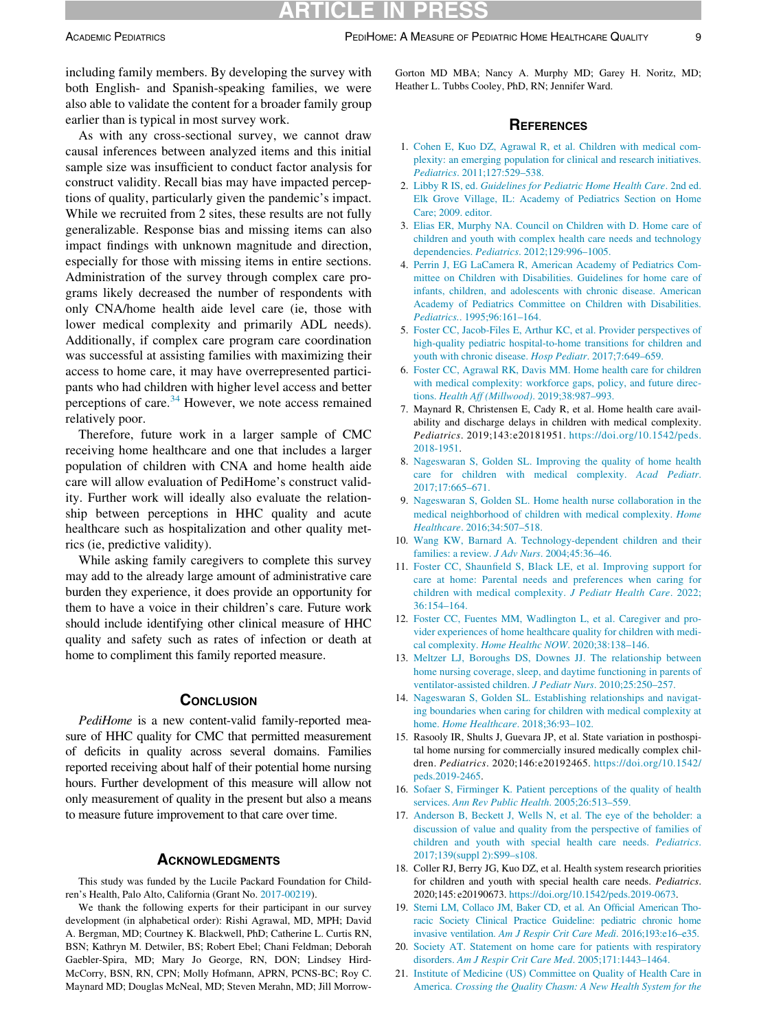including family members. By developing the survey with both English- and Spanish-speaking families, we were also able to validate the content for a broader family group earlier than is typical in most survey work.

As with any cross-sectional survey, we cannot draw causal inferences between analyzed items and this initial sample size was insufficient to conduct factor analysis for construct validity. Recall bias may have impacted perceptions of quality, particularly given the pandemic's impact. While we recruited from 2 sites, these results are not fully generalizable. Response bias and missing items can also impact findings with unknown magnitude and direction, especially for those with missing items in entire sections. Administration of the survey through complex care programs likely decreased the number of respondents with only CNA/home health aide level care (ie, those with lower medical complexity and primarily ADL needs). Additionally, if complex care program care coordination was successful at assisting families with maximizing their access to home care, it may have overrepresented participants who had children with higher level access and better perceptions of care.[34] However, we note access remained relatively poor.

Therefore, future work in a larger sample of CMC receiving home healthcare and one that includes a larger population of children with CNA and home health aide care will allow evaluation of PediHome's construct validity. Further work will ideally also evaluate the relationship between perceptions in HHC quality and acute healthcare such as hospitalization and other quality metrics (ie, predictive validity).

While asking family caregivers to complete this survey may add to the already large amount of administrative care burden they experience, it does provide an opportunity for them to have a voice in their children's care. Future work should include identifying other clinical measure of HHC quality and safety such as rates of infection or death at home to compliment this family reported measure.

## Conclusion

*PediHome* is a new content-valid family-reported measure of HHC quality for CMC that permitted measurement of deficits in quality across several domains. Families reported receiving about half of their potential home nursing hours. Further development of this measure will allow not only measurement of quality in the present but also a means to measure future improvement to that care over time.

## Acknowledgments

This study was funded by the Lucile Packard Foundation for Children's Health, Palo Alto, California (Grant No. 2017-00219).

We thank the following experts for their participant in our survey development (in alphabetical order): Rishi Agrawal, MD, MPH; David A. Bergman, MD; Courtney K. Blackwell, PhD; Catherine L. Curtis RN, BSN; Kathryn M. Detwiler, BS; Robert Ebel; Chani Feldman; Deborah Gaebler-Spira, MD; Mary Jo George, RN, DON; Lindsey Hird-McCorry, BSN, RN, CPN; Molly Hofmann, APRN, PCNS-BC; Roy C. Maynard MD; Douglas McNeal, MD; Steven Merahn, MD; Jill Morrow-Gorton MD MBA; Nancy A. Murphy MD; Garey H. Noritz, MD; Heather L. Tubbs Cooley, PhD, RN; Jennifer Ward.

## References

1. Cohen E, Kuo DZ, Agrawal R, et al. Children with medical complexity: an emerging population for clinical and research initiatives. *Pediatrics*. 2011;127:529–538.
2. Libby R IS, ed. *Guidelines for Pediatric Home Health Care*. 2nd ed. Elk Grove Village, IL: Academy of Pediatrics Section on Home Care; 2009. editor.
3. Elias ER, Murphy NA. Council on Children with D. Home care of children and youth with complex health care needs and technology dependencies. *Pediatrics*. 2012;129:996–1005.
4. Perrin J, EG LaCamera R, American Academy of Pediatrics Committee on Children with Disabilities. Guidelines for home care of infants, children, and adolescents with chronic disease. American Academy of Pediatrics Committee on Children with Disabilities. *Pediatrics.*. 1995;96:161–164.
5. Foster CC, Jacob-Files E, Arthur KC, et al. Provider perspectives of high-quality pediatric hospital-to-home transitions for children and youth with chronic disease. *Hosp Pediatr*. 2017;7:649–659.
6. Foster CC, Agrawal RK, Davis MM. Home health care for children with medical complexity: workforce gaps, policy, and future directions. *Health Aff (Millwood)*. 2019;38:987–993.
7. Maynard R, Christensen E, Cady R, et al. Home health care availability and discharge delays in children with medical complexity. *Pediatrics*. 2019;143:e20181951. https://doi.org/10.1542/peds.2018-1951.
8. Nageswaran S, Golden SL. Improving the quality of home health care for children with medical complexity. *Acad Pediatr*. 2017;17:665–671.
9. Nageswaran S, Golden SL. Home health nurse collaboration in the medical neighborhood of children with medical complexity. *Home Healthcare*. 2016;34:507–518.
10. Wang KW, Barnard A. Technology-dependent children and their families: a review. *J Adv Nurs*. 2004;45:36–46.
11. Foster CC, Shaunfield S, Black LE, et al. Improving support for care at home: Parental needs and preferences when caring for children with medical complexity. *J Pediatr Health Care*. 2022;36:154–164.
12. Foster CC, Fuentes MM, Wadlington L, et al. Caregiver and provider experiences of home healthcare quality for children with medical complexity. *Home Healthc NOW*. 2020;38:138–146.
13. Meltzer LJ, Boroughs DS, Downes JJ. The relationship between home nursing coverage, sleep, and daytime functioning in parents of ventilator-assisted children. *J Pediatr Nurs*. 2010;25:250–257.
14. Nageswaran S, Golden SL. Establishing relationships and navigating boundaries when caring for children with medical complexity at home. *Home Healthcare*. 2018;36:93–102.
15. Rasooly IR, Shults J, Guevara JP, et al. State variation in posthospital home nursing for commercially insured medically complex children. *Pediatrics*. 2020;146:e20192465. https://doi.org/10.1542/peds.2019-2465.
16. Sofaer S, Firminger K. Patient perceptions of the quality of health services. *Ann Rev Public Health*. 2005;26:513–559.
17. Anderson B, Beckett J, Wells N, et al. The eye of the beholder: a discussion of value and quality from the perspective of families of children and youth with special health care needs. *Pediatrics*. 2017;139(suppl 2):S99–s108.
18. Coller RJ, Berry JG, Kuo DZ, et al. Health system research priorities for children and youth with special health care needs. *Pediatrics*. 2020;145: e20190673. https://doi.org/10.1542/peds.2019-0673.
19. Sterni LM, Collaco JM, Baker CD, et al. An Official American Thoracic Society Clinical Practice Guideline: pediatric chronic home invasive ventilation. *Am J Respir Crit Care Medi*. 2016;193:e16–e35.
20. Society AT. Statement on home care for patients with respiratory disorders. *Am J Respir Crit Care Med*. 2005;171:1443–1464.
21. Institute of Medicine (US) Committee on Quality of Health Care in America. *Crossing the Quality Chasm: A New Health System for the*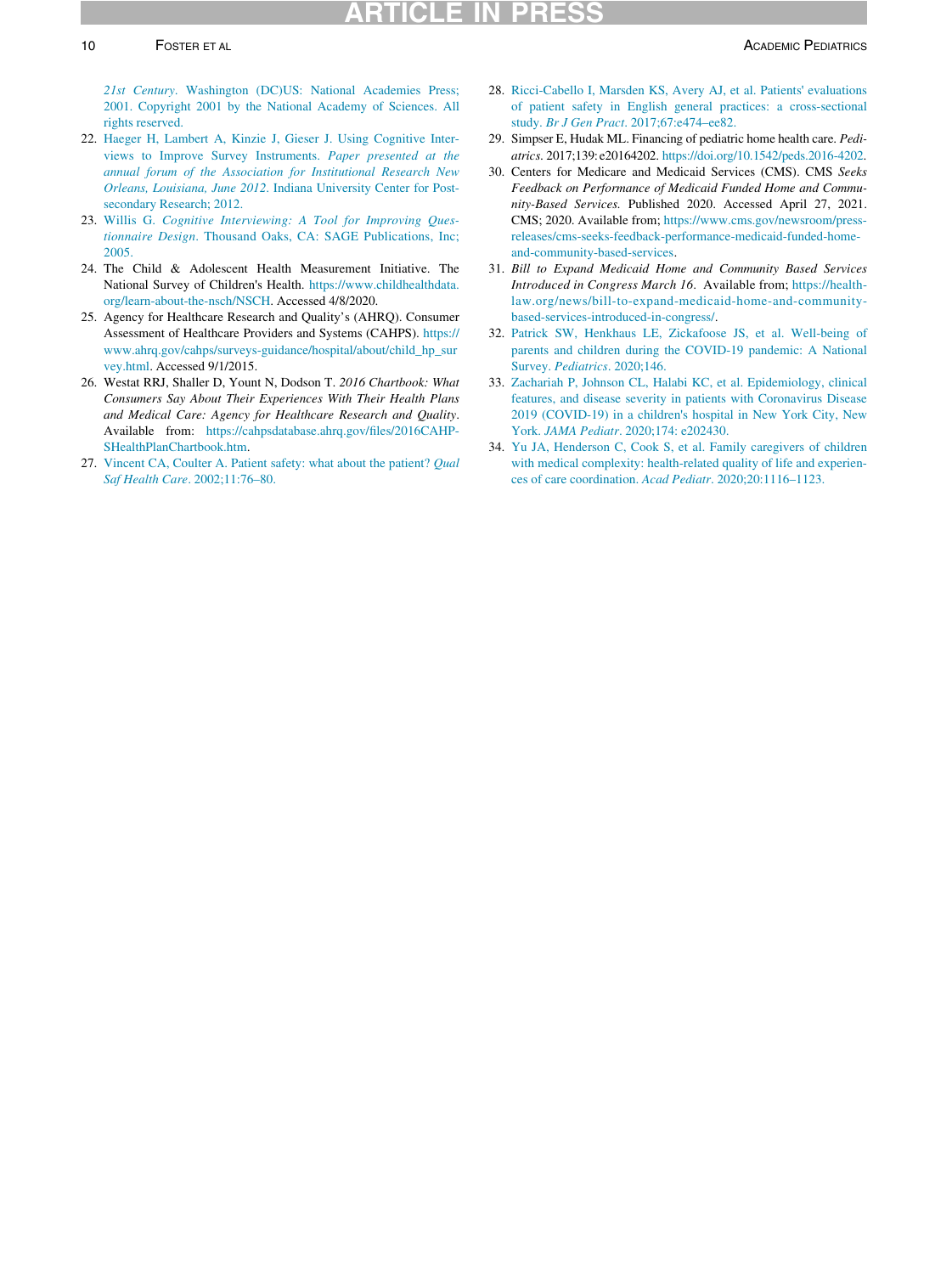*21st Century*. Washington (DC)US: National Academies Press; 2001. Copyright 2001 by the National Academy of Sciences. All rights reserved.

22. Haeger H, Lambert A, Kinzie J, Gieser J. Using Cognitive Interviews to Improve Survey Instruments. *Paper presented at the annual forum of the Association for Institutional Research New Orleans, Louisiana, June 2012*. Indiana University Center for Postsecondary Research; 2012.
23. Willis G. *Cognitive Interviewing: A Tool for Improving Questionnaire Design*. Thousand Oaks, CA: SAGE Publications, Inc; 2005.
24. The Child & Adolescent Health Measurement Initiative. The National Survey of Children's Health. https://www.childhealthdata.org/learn-about-the-nsch/NSCH. Accessed 4/8/2020.
25. Agency for Healthcare Research and Quality's (AHRQ). Consumer Assessment of Healthcare Providers and Systems (CAHPS). https://www.ahrq.gov/cahps/surveys-guidance/hospital/about/child_hp_survey.html. Accessed 9/1/2015.
26. Westat RRJ, Shaller D, Yount N, Dodson T. *2016 Chartbook: What Consumers Say About Their Experiences With Their Health Plans and Medical Care: Agency for Healthcare Research and Quality*. Available from: https://cahpsdatabase.ahrq.gov/files/2016CAHPSHealthPlanChartbook.htm.
27. Vincent CA, Coulter A. Patient safety: what about the patient? *Qual Saf Health Care*. 2002;11:76–80.
28. Ricci-Cabello I, Marsden KS, Avery AJ, et al. Patients' evaluations of patient safety in English general practices: a cross-sectional study. *Br J Gen Pract*. 2017;67:e474–ee82.
29. Simpser E, Hudak ML. Financing of pediatric home health care. *Pediatrics*. 2017;139:e20164202. https://doi.org/10.1542/peds.2016-4202.
30. Centers for Medicare and Medicaid Services (CMS). CMS *Seeks Feedback on Performance of Medicaid Funded Home and Community-Based Services*. Published 2020. Accessed April 27, 2021. CMS; 2020. Available from; https://www.cms.gov/newsroom/press-releases/cms-seeks-feedback-performance-medicaid-funded-home-and-community-based-services.
31. *Bill to Expand Medicaid Home and Community Based Services Introduced in Congress March 16*. Available from; https://healthlaw.org/news/bill-to-expand-medicaid-home-and-community-based-services-introduced-in-congress/.
32. Patrick SW, Henkhaus LE, Zickafoose JS, et al. Well-being of parents and children during the COVID-19 pandemic: A National Survey. *Pediatrics*. 2020;146.
33. Zachariah P, Johnson CL, Halabi KC, et al. Epidemiology, clinical features, and disease severity in patients with Coronavirus Disease 2019 (COVID-19) in a children's hospital in New York City, New York. *JAMA Pediatr*. 2020;174: e202430.
34. Yu JA, Henderson C, Cook S, et al. Family caregivers of children with medical complexity: health-related quality of life and experiences of care coordination. *Acad Pediatr*. 2020;20:1116–1123.